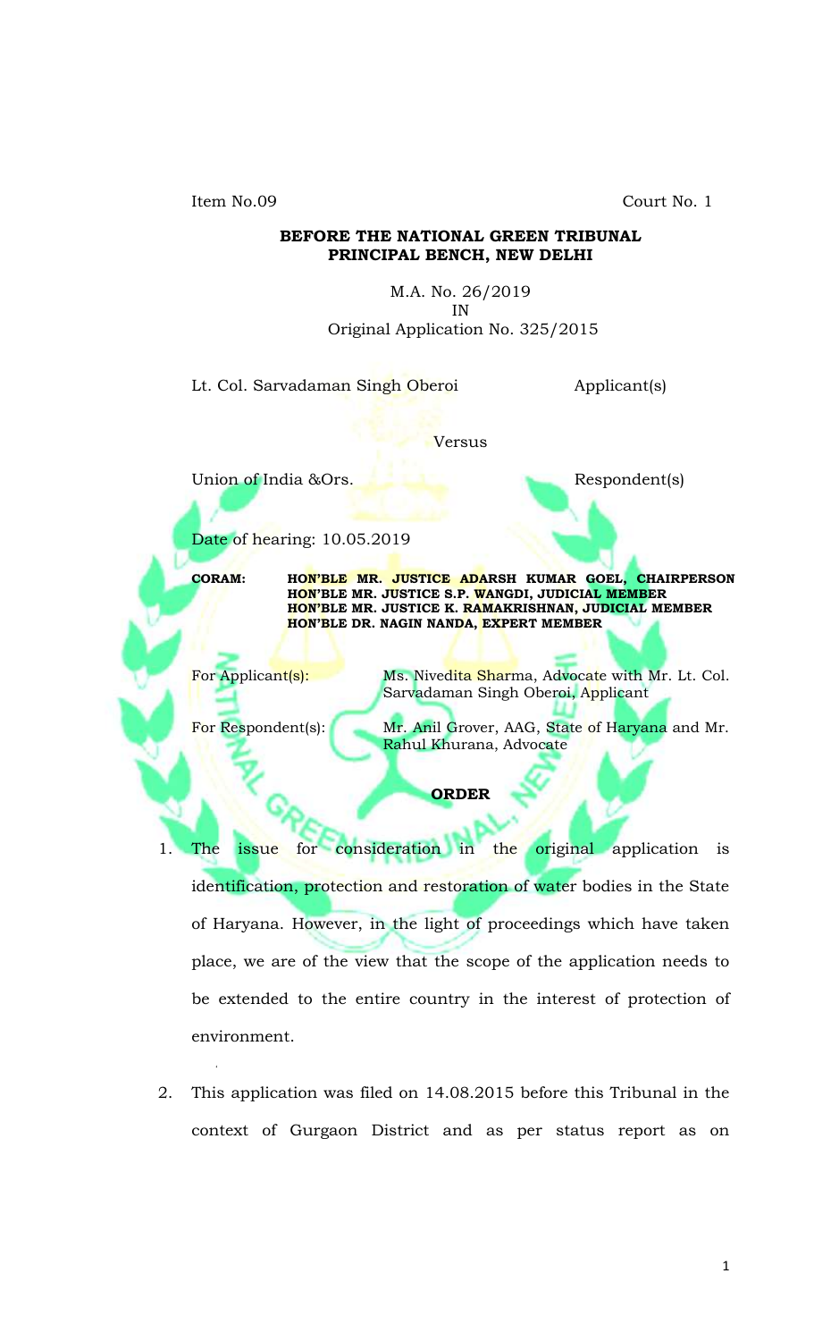Item No.09                                                                                    Court No. 1

**BEFORE THE NATIONAL GREEN TRIBUNAL**
**PRINCIPAL BENCH, NEW DELHI**

M.A. No. 26/2019
IN
Original Application No. 325/2015

Lt. Col. Sarvadaman Singh Oberoi                                        Applicant(s)

Versus

Union of India &Ors.                                                                Respondent(s)

Date of hearing: 10.05.2019

**CORAM:** **HON'BLE MR. JUSTICE ADARSH KUMAR GOEL, CHAIRPERSON**
**HON'BLE MR. JUSTICE S.P. WANGDI, JUDICIAL MEMBER**
**HON'BLE MR. JUSTICE K. RAMAKRISHNAN, JUDICIAL MEMBER**
**HON'BLE DR. NAGIN NANDA, EXPERT MEMBER**

For Applicant(s): Ms. Nivedita Sharma, Advocate with Mr. Lt. Col. Sarvadaman Singh Oberoi, Applicant

For Respondent(s): Mr. Anil Grover, AAG, State of Haryana and Mr. Rahul Khurana, Advocate

**ORDER**

1. The issue for consideration in the original application is identification, protection and restoration of water bodies in the State of Haryana. However, in the light of proceedings which have taken place, we are of the view that the scope of the application needs to be extended to the entire country in the interest of protection of environment.

2. This application was filed on 14.08.2015 before this Tribunal in the context of Gurgaon District and as per status report as on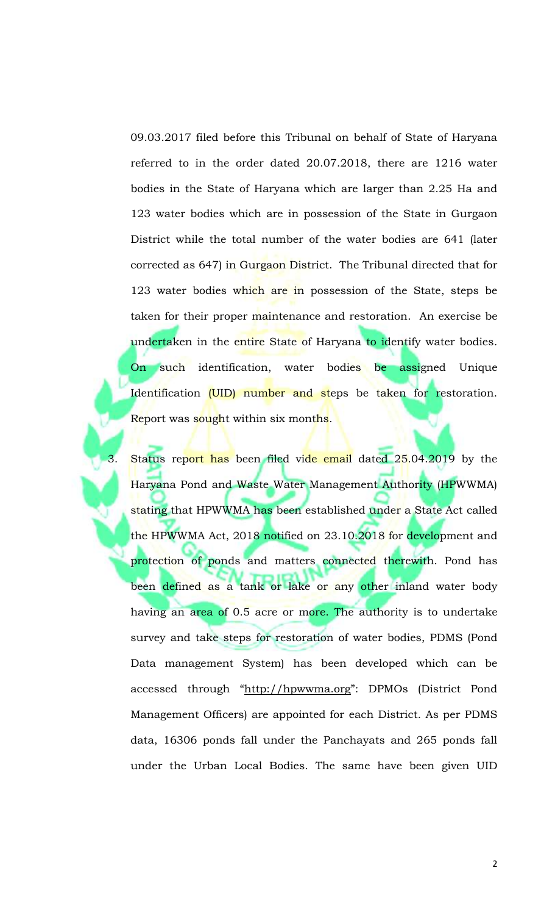09.03.2017 filed before this Tribunal on behalf of State of Haryana referred to in the order dated 20.07.2018, there are 1216 water bodies in the State of Haryana which are larger than 2.25 Ha and 123 water bodies which are in possession of the State in Gurgaon District while the total number of the water bodies are 641 (later corrected as 647) in Gurgaon District. The Tribunal directed that for 123 water bodies which are in possession of the State, steps be taken for their proper maintenance and restoration. An exercise be undertaken in the entire State of Haryana to identify water bodies. On such identification, water bodies be assigned Unique Identification (UID) number and steps be taken for restoration. Report was sought within six months.

3. Status report has been filed vide email dated 25.04.2019 by the Haryana Pond and Waste Water Management Authority (HPWWMA) stating that HPWWMA has been established under a State Act called the HPWWMA Act, 2018 notified on 23.10.2018 for development and protection of ponds and matters connected therewith. Pond has been defined as a tank or lake or any other inland water body having an area of 0.5 acre or more. The authority is to undertake survey and take steps for restoration of water bodies, PDMS (Pond Data management System) has been developed which can be accessed through "http://hpwwma.org": DPMOs (District Pond Management Officers) are appointed for each District. As per PDMS data, 16306 ponds fall under the Panchayats and 265 ponds fall under the Urban Local Bodies. The same have been given UID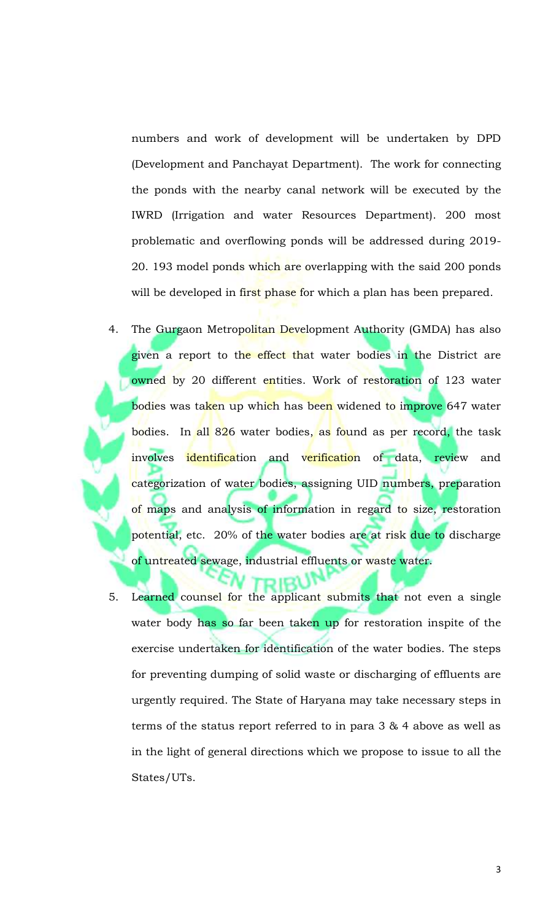numbers and work of development will be undertaken by DPD (Development and Panchayat Department). The work for connecting the ponds with the nearby canal network will be executed by the IWRD (Irrigation and water Resources Department). 200 most problematic and overflowing ponds will be addressed during 2019-20. 193 model ponds which are overlapping with the said 200 ponds will be developed in first phase for which a plan has been prepared.

4. The Gurgaon Metropolitan Development Authority (GMDA) has also given a report to the effect that water bodies in the District are owned by 20 different entities. Work of restoration of 123 water bodies was taken up which has been widened to improve 647 water bodies. In all 826 water bodies, as found as per record, the task involves identification and verification of data, review and categorization of water bodies, assigning UID numbers, preparation of maps and analysis of information in regard to size, restoration potential, etc. 20% of the water bodies are at risk due to discharge of untreated sewage, industrial effluents or waste water.

5. Learned counsel for the applicant submits that not even a single water body has so far been taken up for restoration inspite of the exercise undertaken for identification of the water bodies. The steps for preventing dumping of solid waste or discharging of effluents are urgently required. The State of Haryana may take necessary steps in terms of the status report referred to in para 3 & 4 above as well as in the light of general directions which we propose to issue to all the States/UTs.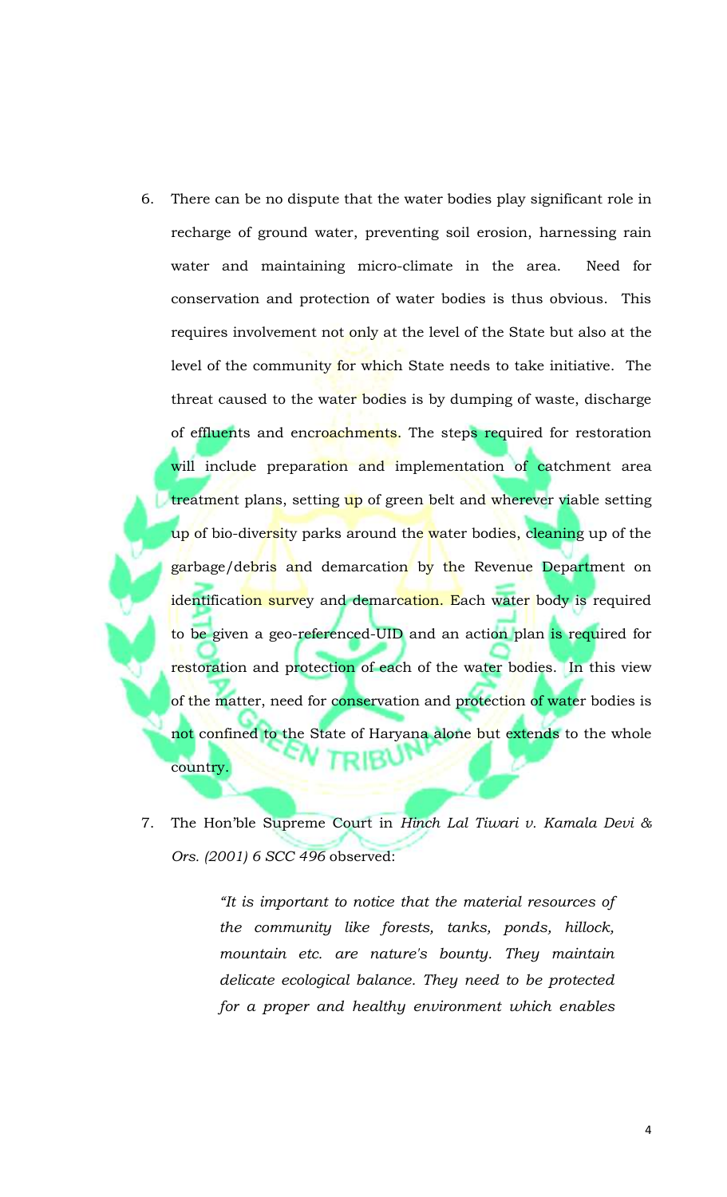6. There can be no dispute that the water bodies play significant role in recharge of ground water, preventing soil erosion, harnessing rain water and maintaining micro-climate in the area. Need for conservation and protection of water bodies is thus obvious. This requires involvement not only at the level of the State but also at the level of the community for which State needs to take initiative. The threat caused to the water bodies is by dumping of waste, discharge of effluents and encroachments. The steps required for restoration will include preparation and implementation of catchment area treatment plans, setting up of green belt and wherever viable setting up of bio-diversity parks around the water bodies, cleaning up of the garbage/debris and demarcation by the Revenue Department on identification survey and demarcation. Each water body is required to be given a geo-referenced-UID and an action plan is required for restoration and protection of each of the water bodies. In this view of the matter, need for conservation and protection of water bodies is not confined to the State of Haryana alone but extends to the whole country.

7. The Hon'ble Supreme Court in *Hinch Lal Tiwari v. Kamala Devi & Ors. (2001) 6 SCC 496* observed:

> *"It is important to notice that the material resources of the community like forests, tanks, ponds, hillock, mountain etc. are nature's bounty. They maintain delicate ecological balance. They need to be protected for a proper and healthy environment which enables*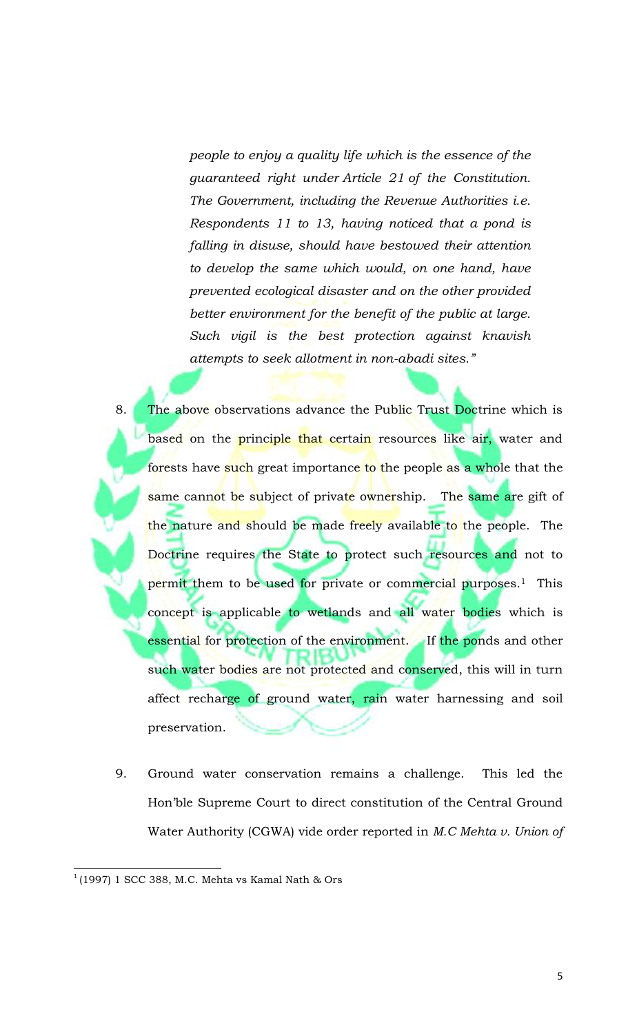*people to enjoy a quality life which is the essence of the guaranteed right under Article 21 of the Constitution. The Government, including the Revenue Authorities i.e. Respondents 11 to 13, having noticed that a pond is falling in disuse, should have bestowed their attention to develop the same which would, on one hand, have prevented ecological disaster and on the other provided better environment for the benefit of the public at large. Such vigil is the best protection against knavish attempts to seek allotment in non-abadi sites."*

8. The above observations advance the Public Trust Doctrine which is based on the principle that certain resources like air, water and forests have such great importance to the people as a whole that the same cannot be subject of private ownership. The same are gift of the nature and should be made freely available to the people. The Doctrine requires the State to protect such resources and not to permit them to be used for private or commercial purposes.[1] This concept is applicable to wetlands and all water bodies which is essential for protection of the environment. If the ponds and other such water bodies are not protected and conserved, this will in turn affect recharge of ground water, rain water harnessing and soil preservation.

9. Ground water conservation remains a challenge. This led the Hon'ble Supreme Court to direct constitution of the Central Ground Water Authority (CGWA) vide order reported in *M.C Mehta v. Union of*

---

[1] (1997) 1 SCC 388, M.C. Mehta vs Kamal Nath & Ors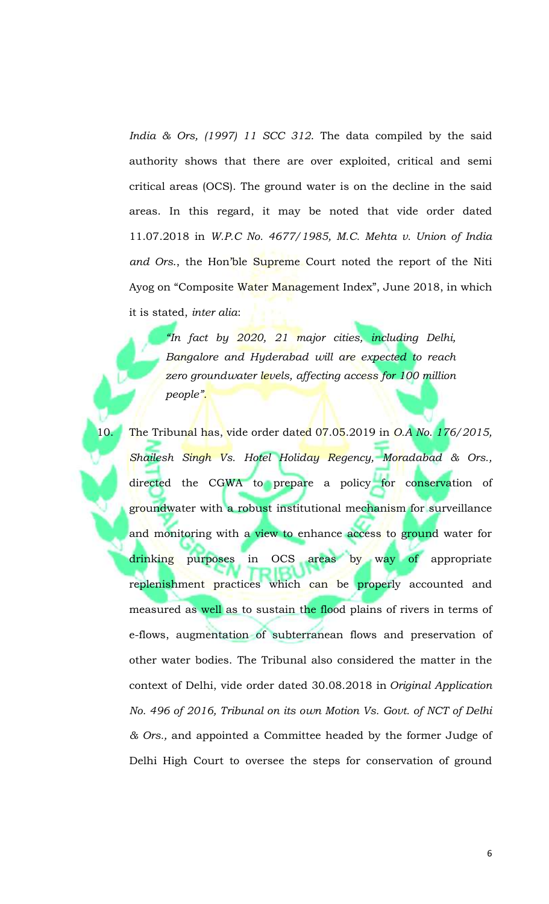*India & Ors, (1997) 11 SCC 312*. The data compiled by the said authority shows that there are over exploited, critical and semi critical areas (OCS). The ground water is on the decline in the said areas. In this regard, it may be noted that vide order dated 11.07.2018 in *W.P.C No. 4677/1985, M.C. Mehta v. Union of India and Ors.*, the Hon'ble Supreme Court noted the report of the Niti Ayog on "Composite Water Management Index", June 2018, in which it is stated, *inter alia*:

> *"In fact by 2020, 21 major cities, including Delhi, Bangalore and Hyderabad will are expected to reach zero groundwater levels, affecting access for 100 million people".*

10. The Tribunal has, vide order dated 07.05.2019 in *O.A No. 176/2015, Shailesh Singh Vs. Hotel Holiday Regency, Moradabad & Ors.,* directed the CGWA to prepare a policy for conservation of groundwater with a robust institutional mechanism for surveillance and monitoring with a view to enhance access to ground water for drinking purposes in OCS areas by way of appropriate replenishment practices which can be properly accounted and measured as well as to sustain the flood plains of rivers in terms of e-flows, augmentation of subterranean flows and preservation of other water bodies. The Tribunal also considered the matter in the context of Delhi, vide order dated 30.08.2018 in *Original Application No. 496 of 2016, Tribunal on its own Motion Vs. Govt. of NCT of Delhi & Ors.,* and appointed a Committee headed by the former Judge of Delhi High Court to oversee the steps for conservation of ground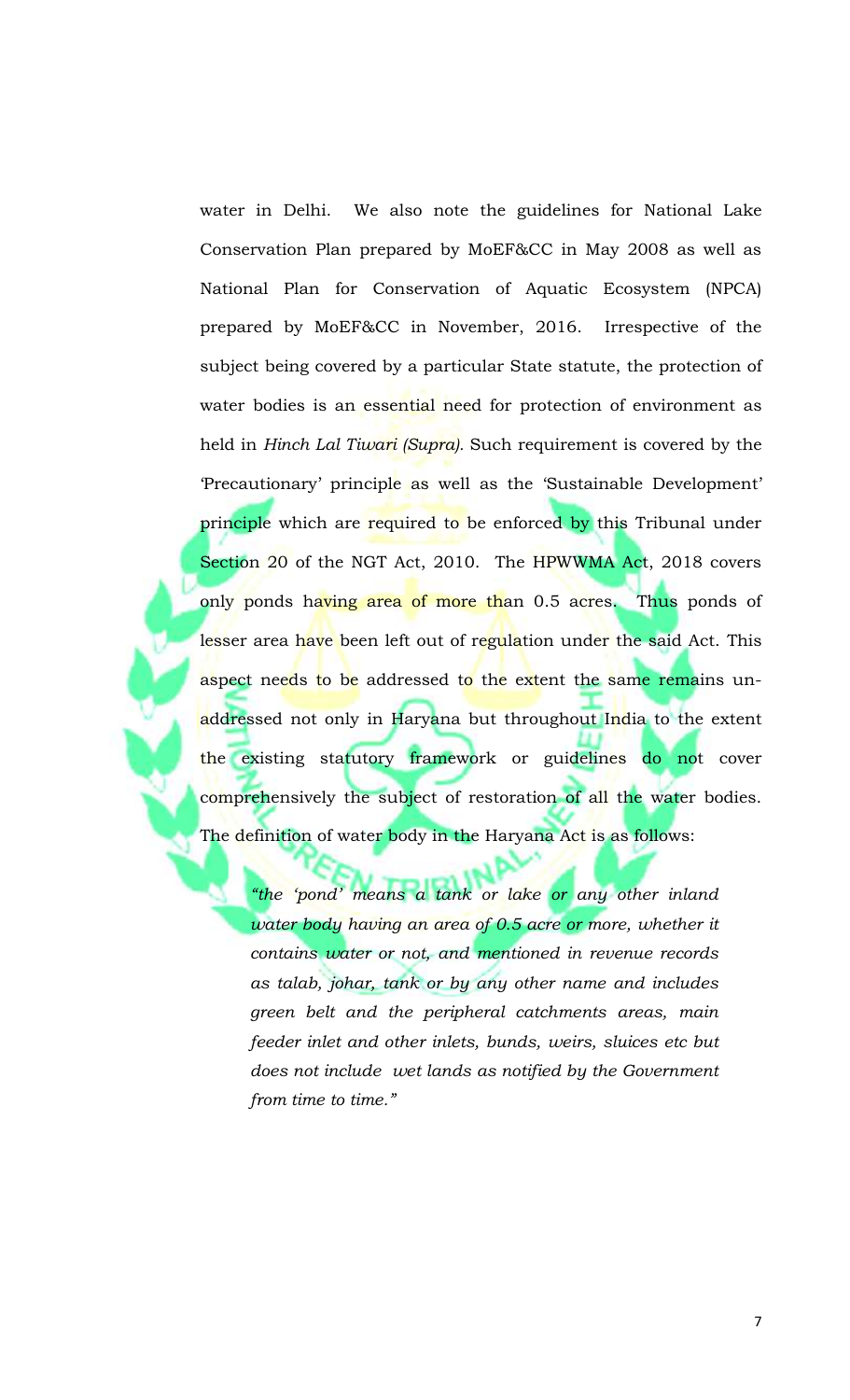water in Delhi. We also note the guidelines for National Lake Conservation Plan prepared by MoEF&CC in May 2008 as well as National Plan for Conservation of Aquatic Ecosystem (NPCA) prepared by MoEF&CC in November, 2016. Irrespective of the subject being covered by a particular State statute, the protection of water bodies is an essential need for protection of environment as held in *Hinch Lal Tiwari (Supra).* Such requirement is covered by the 'Precautionary' principle as well as the 'Sustainable Development' principle which are required to be enforced by this Tribunal under Section 20 of the NGT Act, 2010. The HPWWMA Act, 2018 covers only ponds having area of more than 0.5 acres. Thus ponds of lesser area have been left out of regulation under the said Act. This aspect needs to be addressed to the extent the same remains un-addressed not only in Haryana but throughout India to the extent the existing statutory framework or guidelines do not cover comprehensively the subject of restoration of all the water bodies. The definition of water body in the Haryana Act is as follows:

> *"the 'pond' means a tank or lake or any other inland water body having an area of 0.5 acre or more, whether it contains water or not, and mentioned in revenue records as talab, johar, tank or by any other name and includes green belt and the peripheral catchments areas, main feeder inlet and other inlets, bunds, weirs, sluices etc but does not include wet lands as notified by the Government from time to time."*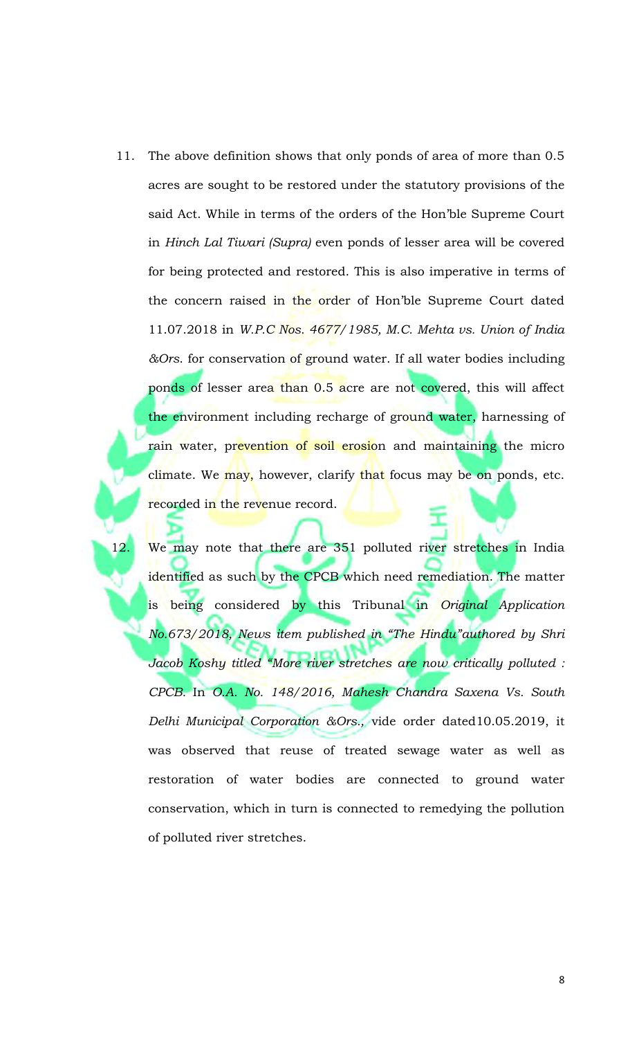11. The above definition shows that only ponds of area of more than 0.5 acres are sought to be restored under the statutory provisions of the said Act. While in terms of the orders of the Hon'ble Supreme Court in *Hinch Lal Tiwari (Supra)* even ponds of lesser area will be covered for being protected and restored. This is also imperative in terms of the concern raised in the order of Hon'ble Supreme Court dated 11.07.2018 in *W.P.C Nos. 4677/1985, M.C. Mehta vs. Union of India &Ors*. for conservation of ground water. If all water bodies including ponds of lesser area than 0.5 acre are not covered, this will affect the environment including recharge of ground water, harnessing of rain water, prevention of soil erosion and maintaining the micro climate. We may, however, clarify that focus may be on ponds, etc. recorded in the revenue record.

12. We may note that there are 351 polluted river stretches in India identified as such by the CPCB which need remediation. The matter is being considered by this Tribunal in *Original Application No.673/2018, News item published in "The Hindu"authored by Shri Jacob Koshy titled "More river stretches are now critically polluted : CPCB.* In *O.A. No. 148/2016, Mahesh Chandra Saxena Vs. South Delhi Municipal Corporation &Ors.,* vide order dated10.05.2019, it was observed that reuse of treated sewage water as well as restoration of water bodies are connected to ground water conservation, which in turn is connected to remedying the pollution of polluted river stretches.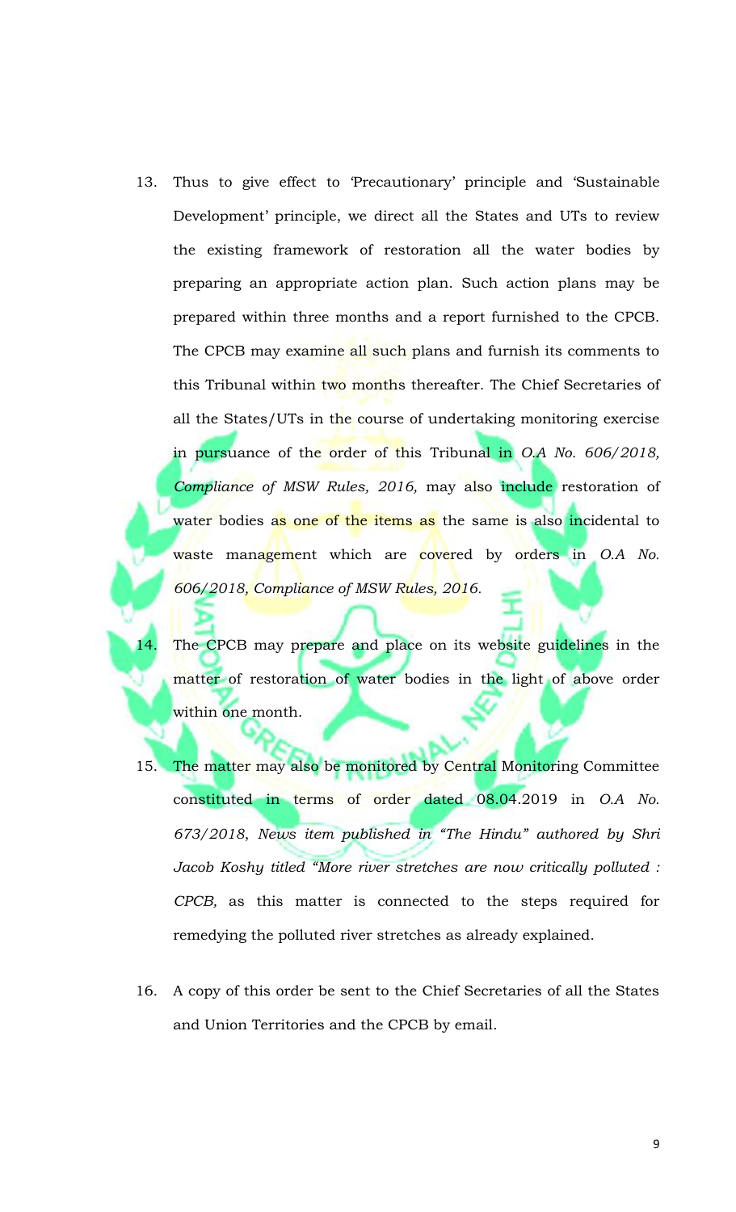13. Thus to give effect to 'Precautionary' principle and 'Sustainable Development' principle, we direct all the States and UTs to review the existing framework of restoration all the water bodies by preparing an appropriate action plan. Such action plans may be prepared within three months and a report furnished to the CPCB. The CPCB may examine all such plans and furnish its comments to this Tribunal within two months thereafter. The Chief Secretaries of all the States/UTs in the course of undertaking monitoring exercise in pursuance of the order of this Tribunal in *O.A No. 606/2018, Compliance of MSW Rules, 2016,* may also include restoration of water bodies as one of the items as the same is also incidental to waste management which are covered by orders in *O.A No. 606/2018, Compliance of MSW Rules, 2016*.

14. The CPCB may prepare and place on its website guidelines in the matter of restoration of water bodies in the light of above order within one month.

15. The matter may also be monitored by Central Monitoring Committee constituted in terms of order dated 08.04.2019 in *O.A No. 673/2018*, *News item published in "The Hindu" authored by Shri Jacob Koshy titled "More river stretches are now critically polluted : CPCB,* as this matter is connected to the steps required for remedying the polluted river stretches as already explained.

16. A copy of this order be sent to the Chief Secretaries of all the States and Union Territories and the CPCB by email.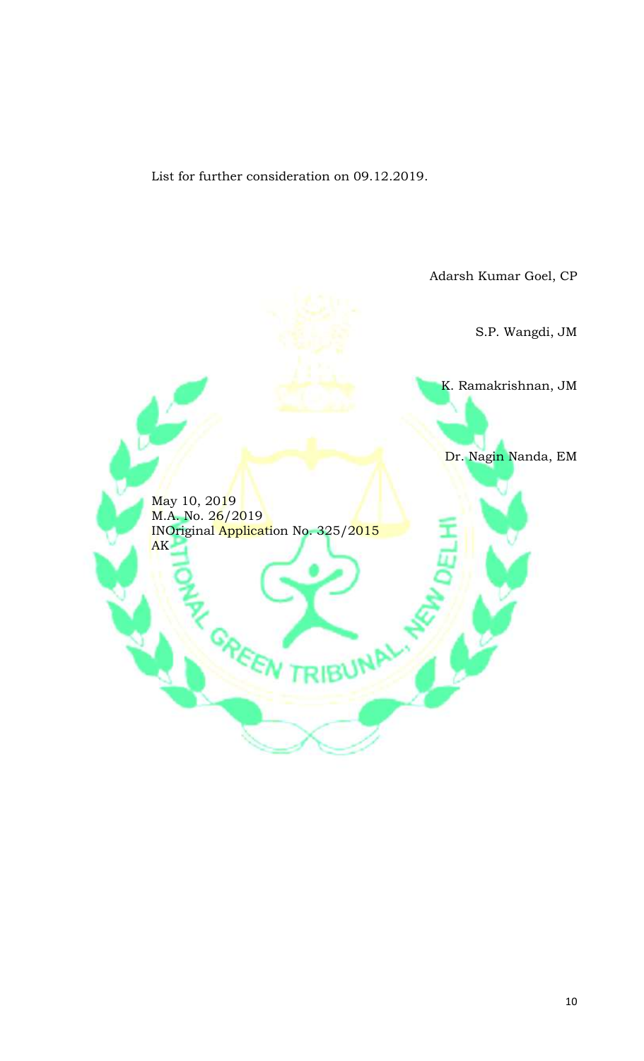List for further consideration on 09.12.2019.

Adarsh Kumar Goel, CP

S.P. Wangdi, JM

K. Ramakrishnan, JM

Dr. Nagin Nanda, EM

May 10, 2019
M.A. No. 26/2019
INOriginal Application No. 325/2015
AK